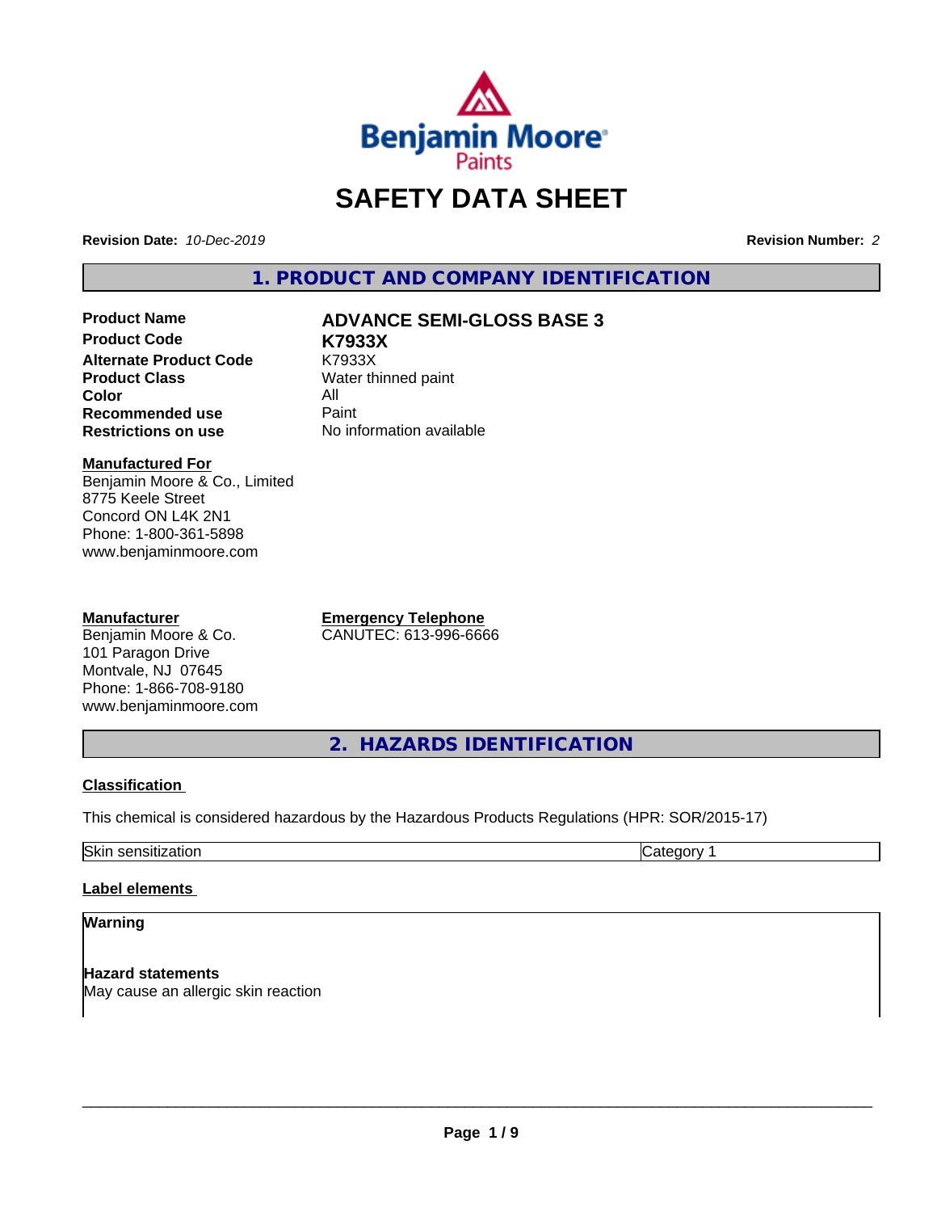# SAFETY DATA SHEET

**Revision Date:** *10-Dec-2019*

**Revision Number:** *2*

## 1. PRODUCT AND COMPANY IDENTIFICATION

| | |
|---|---|
| **Product Name** | **ADVANCE SEMI-GLOSS BASE 3** |
| **Product Code** | **K7933X** |
| **Alternate Product Code** | K7933X |
| **Product Class** | Water thinned paint |
| **Color** | All |
| **Recommended use** | Paint |
| **Restrictions on use** | No information available |

**Manufactured For**
Benjamin Moore & Co., Limited
8775 Keele Street
Concord ON L4K 2N1
Phone: 1-800-361-5898
www.benjaminmoore.com

**Manufacturer**
Benjamin Moore & Co.
101 Paragon Drive
Montvale, NJ 07645
Phone: 1-866-708-9180
www.benjaminmoore.com

**Emergency Telephone**
CANUTEC: 613-996-6666

## 2. HAZARDS IDENTIFICATION

**Classification**

This chemical is considered hazardous by the Hazardous Products Regulations (HPR: SOR/2015-17)

| | |
|---|---|
| Skin sensitization | Category 1 |

**Label elements**

**Warning**

**Hazard statements**
May cause an allergic skin reaction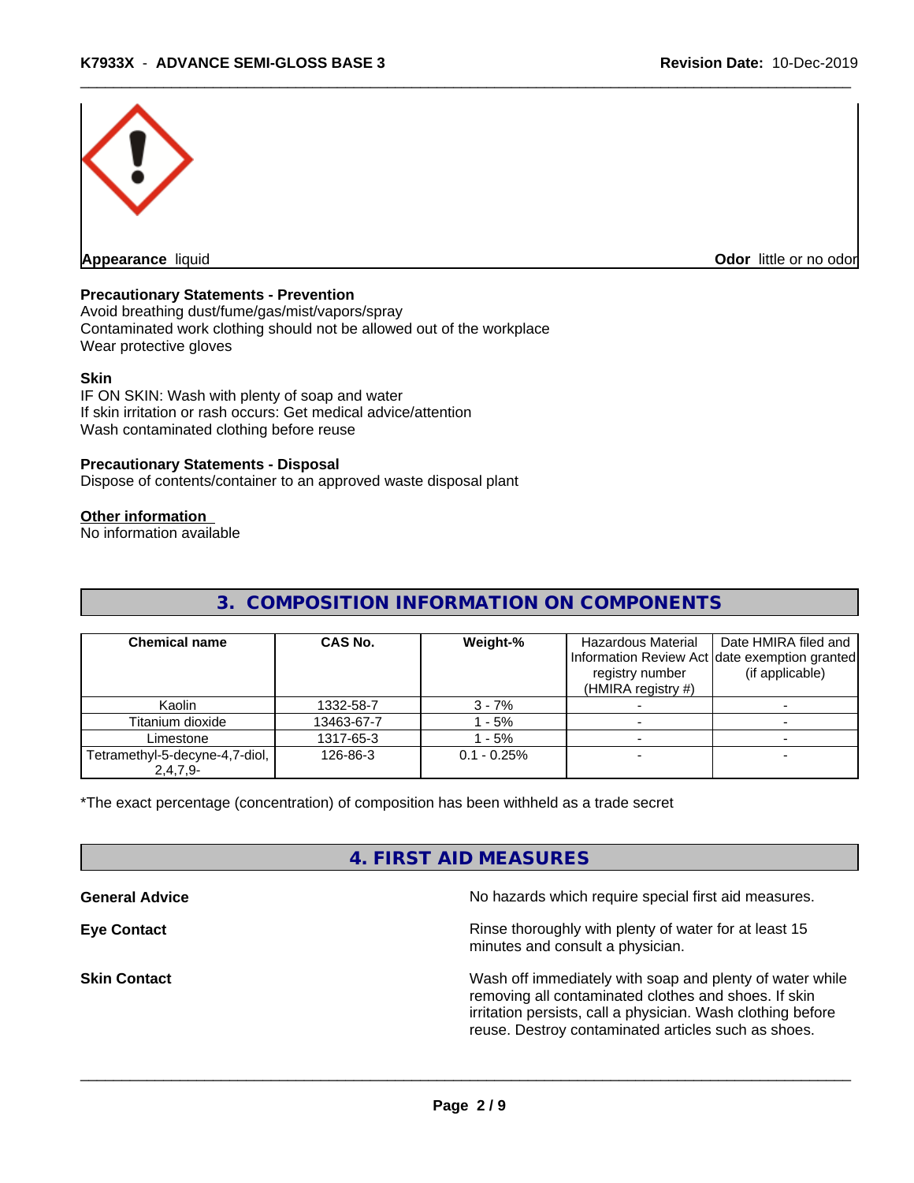**Appearance** liquid

**Odor** little or no odor

**Precautionary Statements - Prevention**

Avoid breathing dust/fume/gas/mist/vapors/spray
Contaminated work clothing should not be allowed out of the workplace
Wear protective gloves

**Skin**

IF ON SKIN: Wash with plenty of soap and water
If skin irritation or rash occurs: Get medical advice/attention
Wash contaminated clothing before reuse

**Precautionary Statements - Disposal**

Dispose of contents/container to an approved waste disposal plant

**Other information**

No information available

## 3. COMPOSITION INFORMATION ON COMPONENTS

| Chemical name | CAS No. | Weight-% | Hazardous Material Information Review Act registry number (HMIRA registry #) | Date HMIRA filed and date exemption granted (if applicable) |
|---|---|---|---|---|
| Kaolin | 1332-58-7 | 3 - 7% | - | - |
| Titanium dioxide | 13463-67-7 | 1 - 5% | - | - |
| Limestone | 1317-65-3 | 1 - 5% | - | - |
| Tetramethyl-5-decyne-4,7-diol, 2,4,7,9- | 126-86-3 | 0.1 - 0.25% | - | - |

*The exact percentage (concentration) of composition has been withheld as a trade secret

## 4. FIRST AID MEASURES

**General Advice**
No hazards which require special first aid measures.

**Eye Contact**
Rinse thoroughly with plenty of water for at least 15 minutes and consult a physician.

**Skin Contact**
Wash off immediately with soap and plenty of water while removing all contaminated clothes and shoes. If skin irritation persists, call a physician. Wash clothing before reuse. Destroy contaminated articles such as shoes.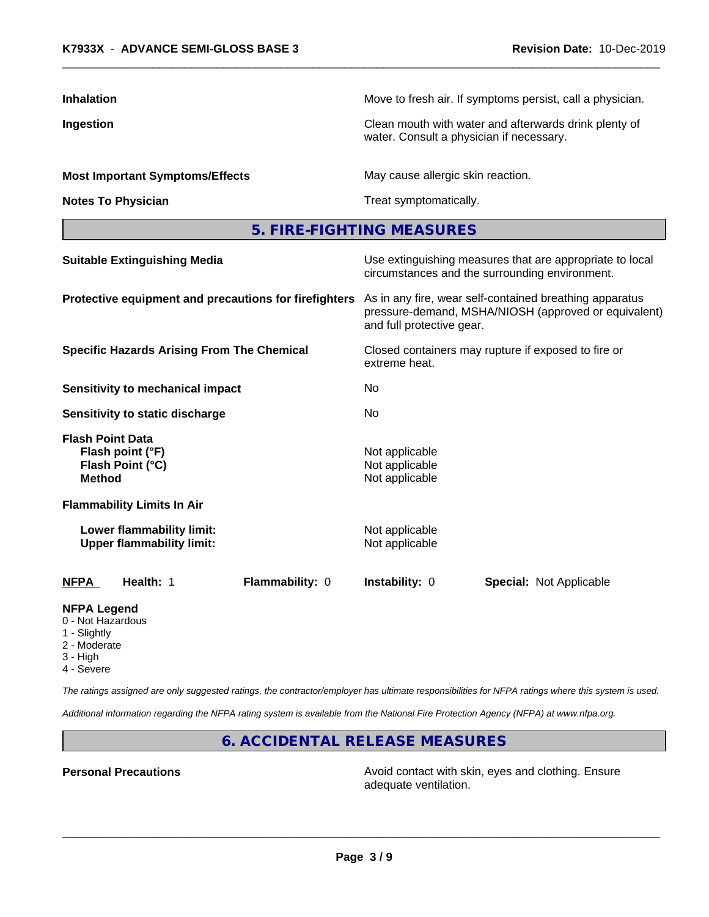| | |
|---|---|
| **Inhalation** | Move to fresh air. If symptoms persist, call a physician. |
| **Ingestion** | Clean mouth with water and afterwards drink plenty of water. Consult a physician if necessary. |
| **Most Important Symptoms/Effects** | May cause allergic skin reaction. |
| **Notes To Physician** | Treat symptomatically. |

## 5. FIRE-FIGHTING MEASURES

| | |
|---|---|
| **Suitable Extinguishing Media** | Use extinguishing measures that are appropriate to local circumstances and the surrounding environment. |
| **Protective equipment and precautions for firefighters** | As in any fire, wear self-contained breathing apparatus pressure-demand, MSHA/NIOSH (approved or equivalent) and full protective gear. |
| **Specific Hazards Arising From The Chemical** | Closed containers may rupture if exposed to fire or extreme heat. |
| **Sensitivity to mechanical impact** | No |
| **Sensitivity to static discharge** | No |

**Flash Point Data**

| | |
|---|---|
| **Flash point (°F)** | Not applicable |
| **Flash Point (°C)** | Not applicable |
| **Method** | Not applicable |

**Flammability Limits In Air**

| | |
|---|---|
| **Lower flammability limit:** | Not applicable |
| **Upper flammability limit:** | Not applicable |

| **NFPA** | **Health:** 1 | **Flammability:** 0 | **Instability:** 0 | **Special:** Not Applicable |
|---|---|---|---|---|

**NFPA Legend**

- 0 - Not Hazardous
- 1 - Slightly
- 2 - Moderate
- 3 - High
- 4 - Severe

*The ratings assigned are only suggested ratings, the contractor/employer has ultimate responsibilities for NFPA ratings where this system is used.*

*Additional information regarding the NFPA rating system is available from the National Fire Protection Agency (NFPA) at www.nfpa.org.*

## 6. ACCIDENTAL RELEASE MEASURES

| | |
|---|---|
| **Personal Precautions** | Avoid contact with skin, eyes and clothing. Ensure adequate ventilation. |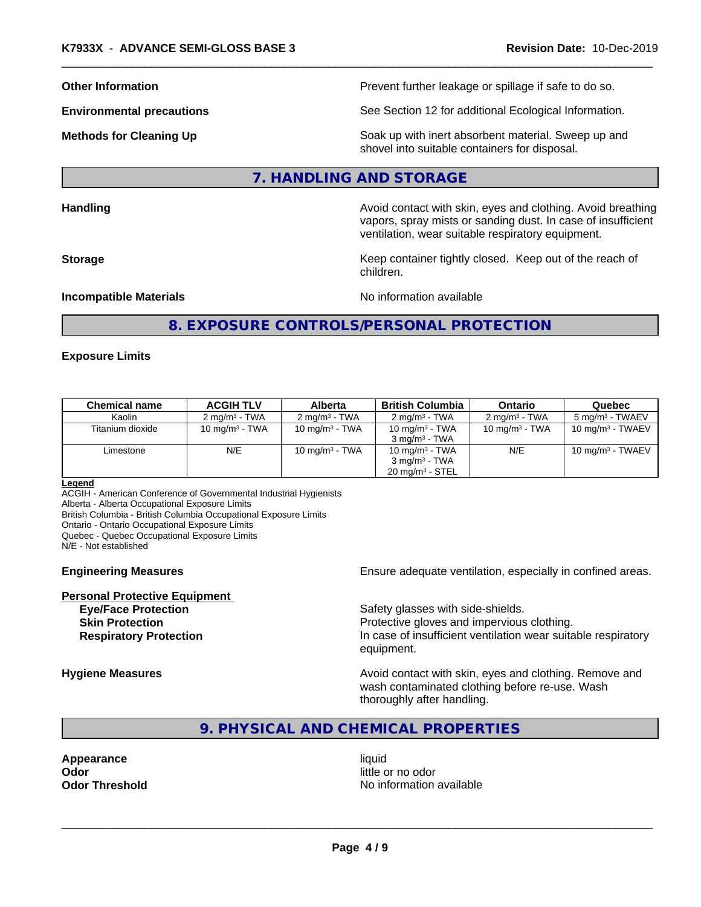**Other Information**: Prevent further leakage or spillage if safe to do so.

**Environmental precautions**: See Section 12 for additional Ecological Information.

**Methods for Cleaning Up**: Soak up with inert absorbent material. Sweep up and shovel into suitable containers for disposal.

## 7. HANDLING AND STORAGE

**Handling**: Avoid contact with skin, eyes and clothing. Avoid breathing vapors, spray mists or sanding dust. In case of insufficient ventilation, wear suitable respiratory equipment.

**Storage**: Keep container tightly closed. Keep out of the reach of children.

**Incompatible Materials**: No information available

## 8. EXPOSURE CONTROLS/PERSONAL PROTECTION

**Exposure Limits**

| Chemical name | ACGIH TLV | Alberta | British Columbia | Ontario | Quebec |
|---|---|---|---|---|---|
| Kaolin | 2 mg/m³ - TWA | 2 mg/m³ - TWA | 2 mg/m³ - TWA | 2 mg/m³ - TWA | 5 mg/m³ - TWAEV |
| Titanium dioxide | 10 mg/m³ - TWA | 10 mg/m³ - TWA | 10 mg/m³ - TWA<br>3 mg/m³ - TWA | 10 mg/m³ - TWA | 10 mg/m³ - TWAEV |
| Limestone | N/E | 10 mg/m³ - TWA | 10 mg/m³ - TWA<br>3 mg/m³ - TWA<br>20 mg/m³ - STEL | N/E | 10 mg/m³ - TWAEV |

**Legend**
ACGIH - American Conference of Governmental Industrial Hygienists
Alberta - Alberta Occupational Exposure Limits
British Columbia - British Columbia Occupational Exposure Limits
Ontario - Ontario Occupational Exposure Limits
Quebec - Quebec Occupational Exposure Limits
N/E - Not established

**Engineering Measures**: Ensure adequate ventilation, especially in confined areas.

**Personal Protective Equipment**

- **Eye/Face Protection**: Safety glasses with side-shields.
- **Skin Protection**: Protective gloves and impervious clothing.
- **Respiratory Protection**: In case of insufficient ventilation wear suitable respiratory equipment.

**Hygiene Measures**: Avoid contact with skin, eyes and clothing. Remove and wash contaminated clothing before re-use. Wash thoroughly after handling.

## 9. PHYSICAL AND CHEMICAL PROPERTIES

**Appearance**: liquid
**Odor**: little or no odor
**Odor Threshold**: No information available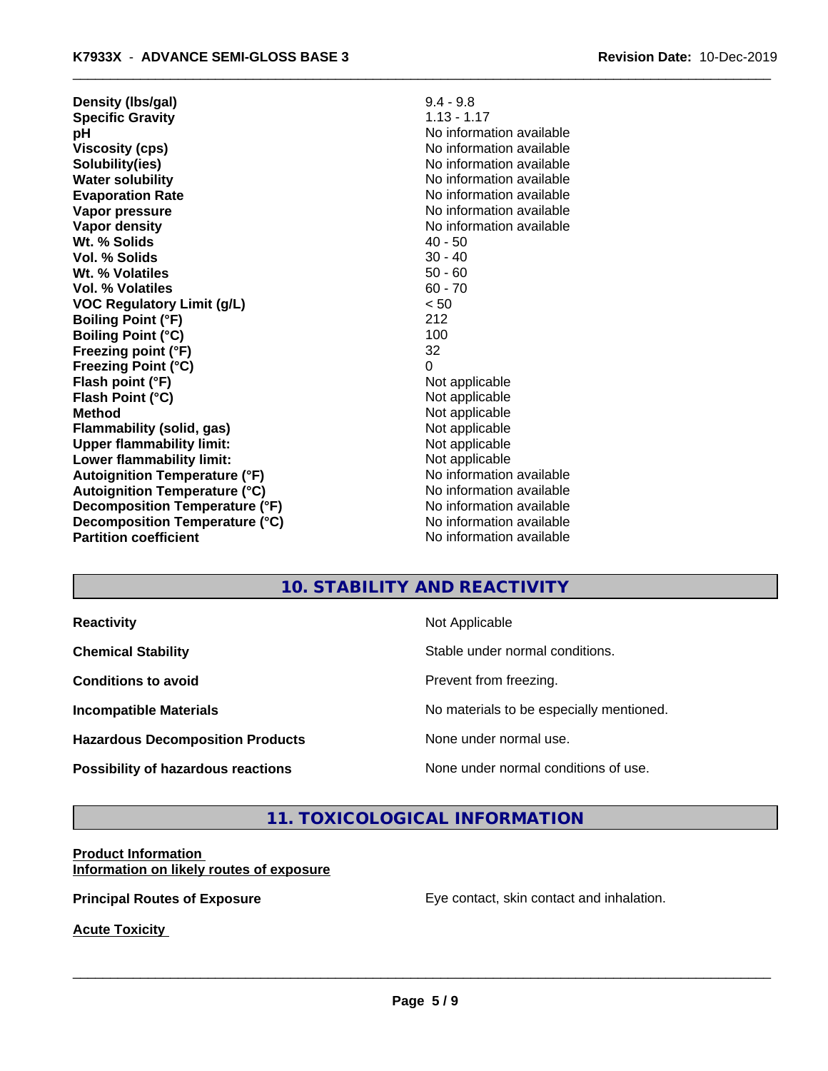| | |
|---|---|
| **Density (lbs/gal)** | 9.4 - 9.8 |
| **Specific Gravity** | 1.13 - 1.17 |
| **pH** | No information available |
| **Viscosity (cps)** | No information available |
| **Solubility(ies)** | No information available |
| **Water solubility** | No information available |
| **Evaporation Rate** | No information available |
| **Vapor pressure** | No information available |
| **Vapor density** | No information available |
| **Wt. % Solids** | 40 - 50 |
| **Vol. % Solids** | 30 - 40 |
| **Wt. % Volatiles** | 50 - 60 |
| **Vol. % Volatiles** | 60 - 70 |
| **VOC Regulatory Limit (g/L)** | < 50 |
| **Boiling Point (°F)** | 212 |
| **Boiling Point (°C)** | 100 |
| **Freezing point (°F)** | 32 |
| **Freezing Point (°C)** | 0 |
| **Flash point (°F)** | Not applicable |
| **Flash Point (°C)** | Not applicable |
| **Method** | Not applicable |
| **Flammability (solid, gas)** | Not applicable |
| **Upper flammability limit:** | Not applicable |
| **Lower flammability limit:** | Not applicable |
| **Autoignition Temperature (°F)** | No information available |
| **Autoignition Temperature (°C)** | No information available |
| **Decomposition Temperature (°F)** | No information available |
| **Decomposition Temperature (°C)** | No information available |
| **Partition coefficient** | No information available |

## 10. STABILITY AND REACTIVITY

| | |
|---|---|
| **Reactivity** | Not Applicable |
| **Chemical Stability** | Stable under normal conditions. |
| **Conditions to avoid** | Prevent from freezing. |
| **Incompatible Materials** | No materials to be especially mentioned. |
| **Hazardous Decomposition Products** | None under normal use. |
| **Possibility of hazardous reactions** | None under normal conditions of use. |

## 11. TOXICOLOGICAL INFORMATION

**Product Information**
**Information on likely routes of exposure**

**Principal Routes of Exposure** Eye contact, skin contact and inhalation.

**Acute Toxicity**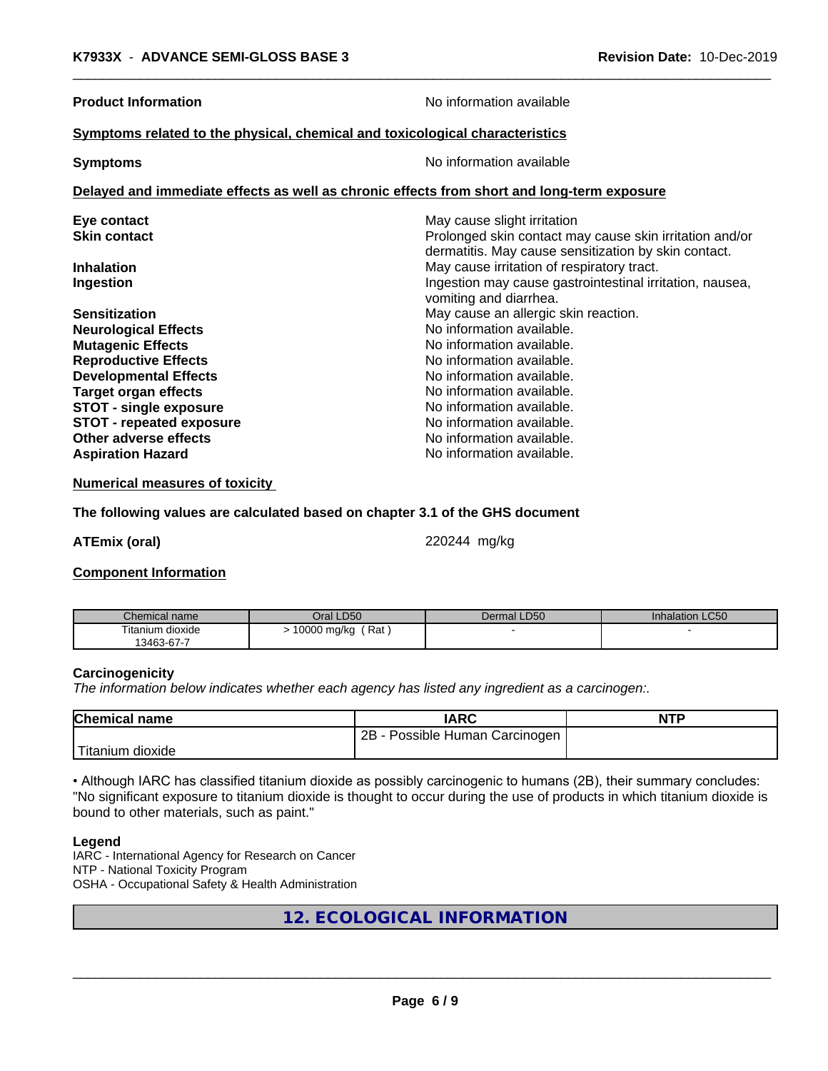**Product Information** No information available

**Symptoms related to the physical, chemical and toxicological characteristics**

**Symptoms** No information available

**Delayed and immediate effects as well as chronic effects from short and long-term exposure**

| | |
|---|---|
| **Eye contact** | May cause slight irritation |
| **Skin contact** | Prolonged skin contact may cause skin irritation and/or dermatitis. May cause sensitization by skin contact. |
| **Inhalation** | May cause irritation of respiratory tract. |
| **Ingestion** | Ingestion may cause gastrointestinal irritation, nausea, vomiting and diarrhea. |
| **Sensitization** | May cause an allergic skin reaction. |
| **Neurological Effects** | No information available. |
| **Mutagenic Effects** | No information available. |
| **Reproductive Effects** | No information available. |
| **Developmental Effects** | No information available. |
| **Target organ effects** | No information available. |
| **STOT - single exposure** | No information available. |
| **STOT - repeated exposure** | No information available. |
| **Other adverse effects** | No information available. |
| **Aspiration Hazard** | No information available. |

**Numerical measures of toxicity**

**The following values are calculated based on chapter 3.1 of the GHS document**

**ATEmix (oral)** 220244 mg/kg

**Component Information**

| Chemical name | Oral LD50 | Dermal LD50 | Inhalation LC50 |
|---|---|---|---|
| Titanium dioxide 13463-67-7 | > 10000 mg/kg ( Rat ) | - | - |

**Carcinogenicity**

*The information below indicates whether each agency has listed any ingredient as a carcinogen:.*

| Chemical name | IARC | NTP |
|---|---|---|
| Titanium dioxide | 2B - Possible Human Carcinogen | |

• Although IARC has classified titanium dioxide as possibly carcinogenic to humans (2B), their summary concludes: "No significant exposure to titanium dioxide is thought to occur during the use of products in which titanium dioxide is bound to other materials, such as paint."

**Legend**

IARC - International Agency for Research on Cancer
NTP - National Toxicity Program
OSHA - Occupational Safety & Health Administration

## 12. ECOLOGICAL INFORMATION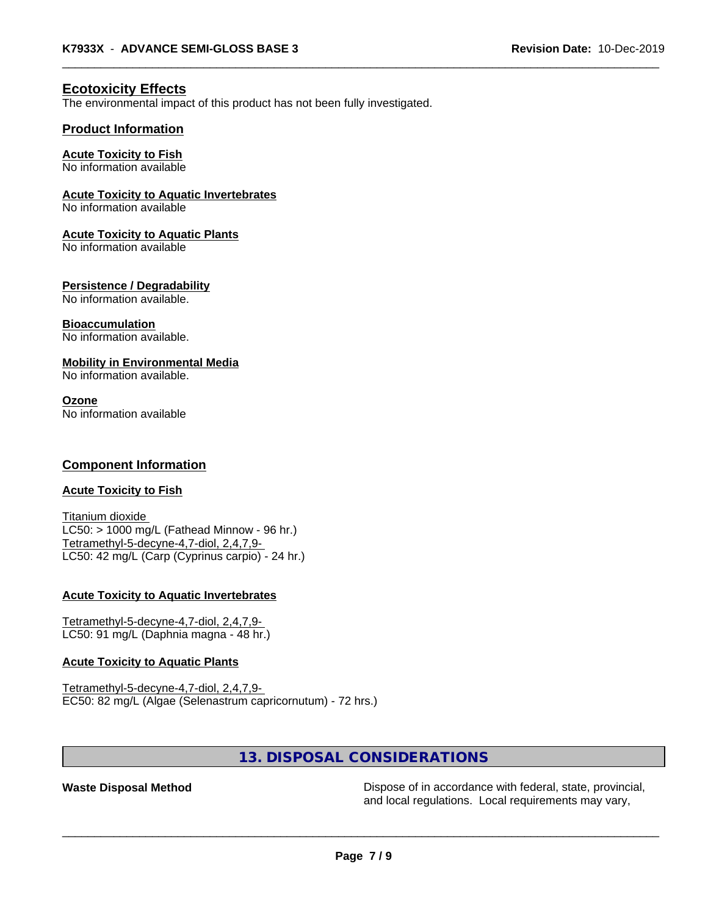## Ecotoxicity Effects

The environmental impact of this product has not been fully investigated.

### Product Information

**Acute Toxicity to Fish**
No information available

**Acute Toxicity to Aquatic Invertebrates**
No information available

**Acute Toxicity to Aquatic Plants**
No information available

**Persistence / Degradability**
No information available.

**Bioaccumulation**
No information available.

**Mobility in Environmental Media**
No information available.

**Ozone**
No information available

### Component Information

**Acute Toxicity to Fish**

Titanium dioxide
LC50: > 1000 mg/L (Fathead Minnow - 96 hr.)
Tetramethyl-5-decyne-4,7-diol, 2,4,7,9-
LC50: 42 mg/L (Carp (Cyprinus carpio) - 24 hr.)

**Acute Toxicity to Aquatic Invertebrates**

Tetramethyl-5-decyne-4,7-diol, 2,4,7,9-
LC50: 91 mg/L (Daphnia magna - 48 hr.)

**Acute Toxicity to Aquatic Plants**

Tetramethyl-5-decyne-4,7-diol, 2,4,7,9-
EC50: 82 mg/L (Algae (Selenastrum capricornutum) - 72 hrs.)

## 13. DISPOSAL CONSIDERATIONS

**Waste Disposal Method** Dispose of in accordance with federal, state, provincial, and local regulations. Local requirements may vary,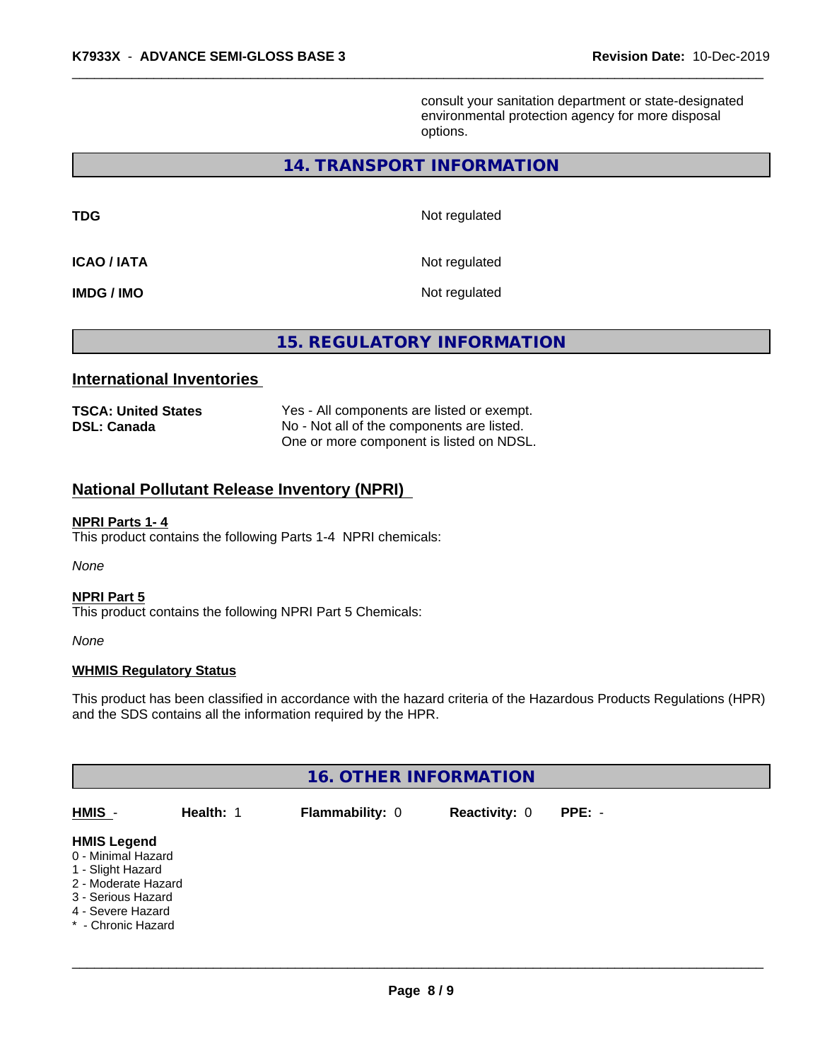consult your sanitation department or state-designated environmental protection agency for more disposal options.

## 14. TRANSPORT INFORMATION

| | |
|---|---|
| **TDG** | Not regulated |
| **ICAO / IATA** | Not regulated |
| **IMDG / IMO** | Not regulated |

## 15. REGULATORY INFORMATION

### International Inventories

| | |
|---|---|
| **TSCA: United States** | Yes - All components are listed or exempt. |
| **DSL: Canada** | No - Not all of the components are listed. One or more component is listed on NDSL. |

### National Pollutant Release Inventory (NPRI)

**NPRI Parts 1- 4**

This product contains the following Parts 1-4 NPRI chemicals:

*None*

**NPRI Part 5**

This product contains the following NPRI Part 5 Chemicals:

*None*

**WHMIS Regulatory Status**

This product has been classified in accordance with the hazard criteria of the Hazardous Products Regulations (HPR) and the SDS contains all the information required by the HPR.

## 16. OTHER INFORMATION

| HMIS - | Health: 1 | Flammability: 0 | Reactivity: 0 | PPE: - |
|---|---|---|---|---|

**HMIS Legend**

0 - Minimal Hazard
1 - Slight Hazard
2 - Moderate Hazard
3 - Serious Hazard
4 - Severe Hazard
* - Chronic Hazard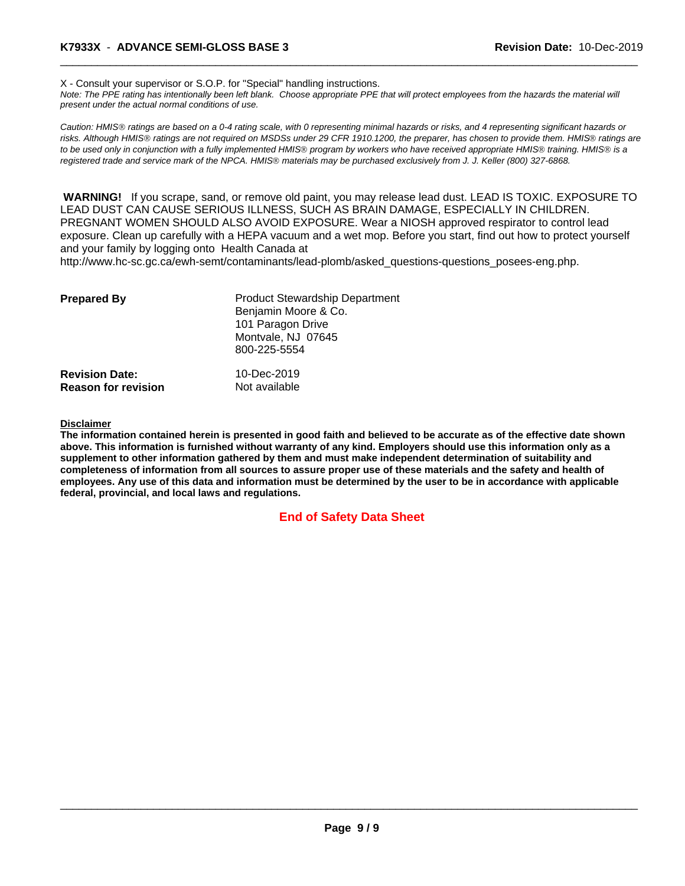X - Consult your supervisor or S.O.P. for "Special" handling instructions.

*Note: The PPE rating has intentionally been left blank. Choose appropriate PPE that will protect employees from the hazards the material will present under the actual normal conditions of use.*

*Caution: HMIS® ratings are based on a 0-4 rating scale, with 0 representing minimal hazards or risks, and 4 representing significant hazards or risks. Although HMIS® ratings are not required on MSDSs under 29 CFR 1910.1200, the preparer, has chosen to provide them. HMIS® ratings are to be used only in conjunction with a fully implemented HMIS® program by workers who have received appropriate HMIS® training. HMIS® is a registered trade and service mark of the NPCA. HMIS® materials may be purchased exclusively from J. J. Keller (800) 327-6868.*

**WARNING!** If you scrape, sand, or remove old paint, you may release lead dust. LEAD IS TOXIC. EXPOSURE TO LEAD DUST CAN CAUSE SERIOUS ILLNESS, SUCH AS BRAIN DAMAGE, ESPECIALLY IN CHILDREN. PREGNANT WOMEN SHOULD ALSO AVOID EXPOSURE. Wear a NIOSH approved respirator to control lead exposure. Clean up carefully with a HEPA vacuum and a wet mop. Before you start, find out how to protect yourself and your family by logging onto Health Canada at http://www.hc-sc.gc.ca/ewh-semt/contaminants/lead-plomb/asked_questions-questions_posees-eng.php.

| | |
|---|---|
| **Prepared By** | Product Stewardship Department<br>Benjamin Moore & Co.<br>101 Paragon Drive<br>Montvale, NJ 07645<br>800-225-5554 |
| **Revision Date:** | 10-Dec-2019 |
| **Reason for revision** | Not available |

**Disclaimer**

**The information contained herein is presented in good faith and believed to be accurate as of the effective date shown above. This information is furnished without warranty of any kind. Employers should use this information only as a supplement to other information gathered by them and must make independent determination of suitability and completeness of information from all sources to assure proper use of these materials and the safety and health of employees. Any use of this data and information must be determined by the user to be in accordance with applicable federal, provincial, and local laws and regulations.**

**End of Safety Data Sheet**